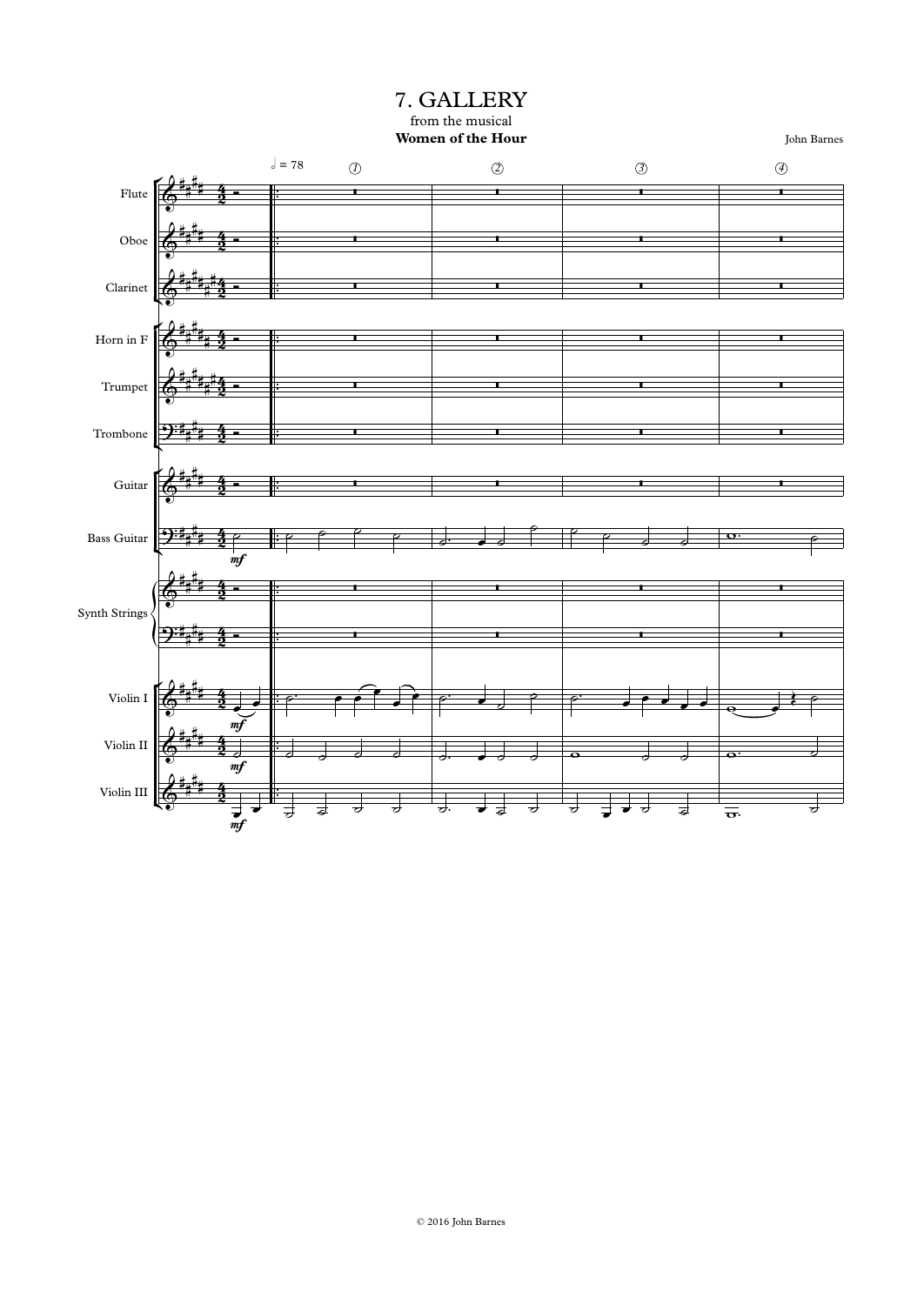# 7. GALLERY

from the musical

**Women of the Hour**

John Barnes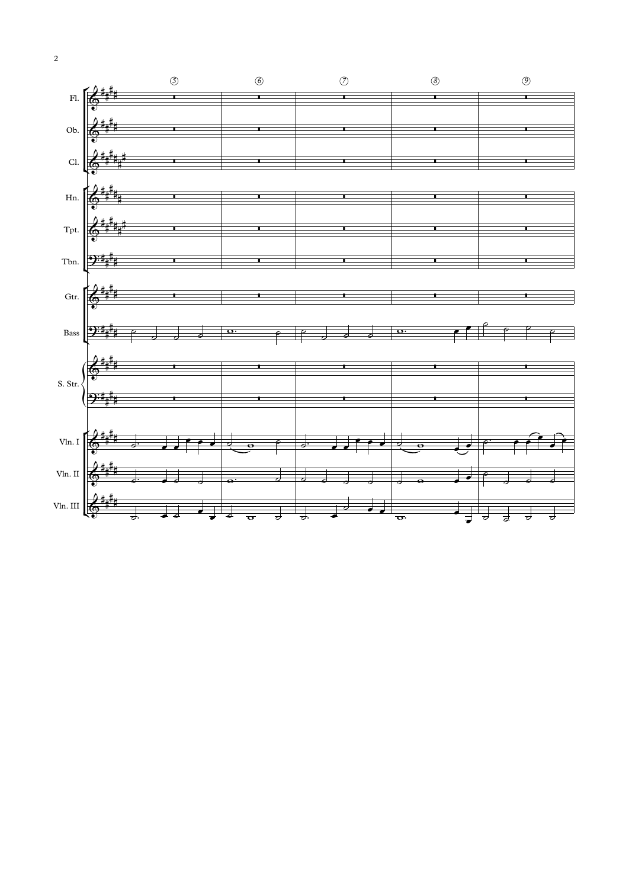Fl.

Ob.

Cl.

Hn.

Tpt.

Tbn.

Gtr.

Bass

S. Str.

Vln. I

Vln. II

Vln. III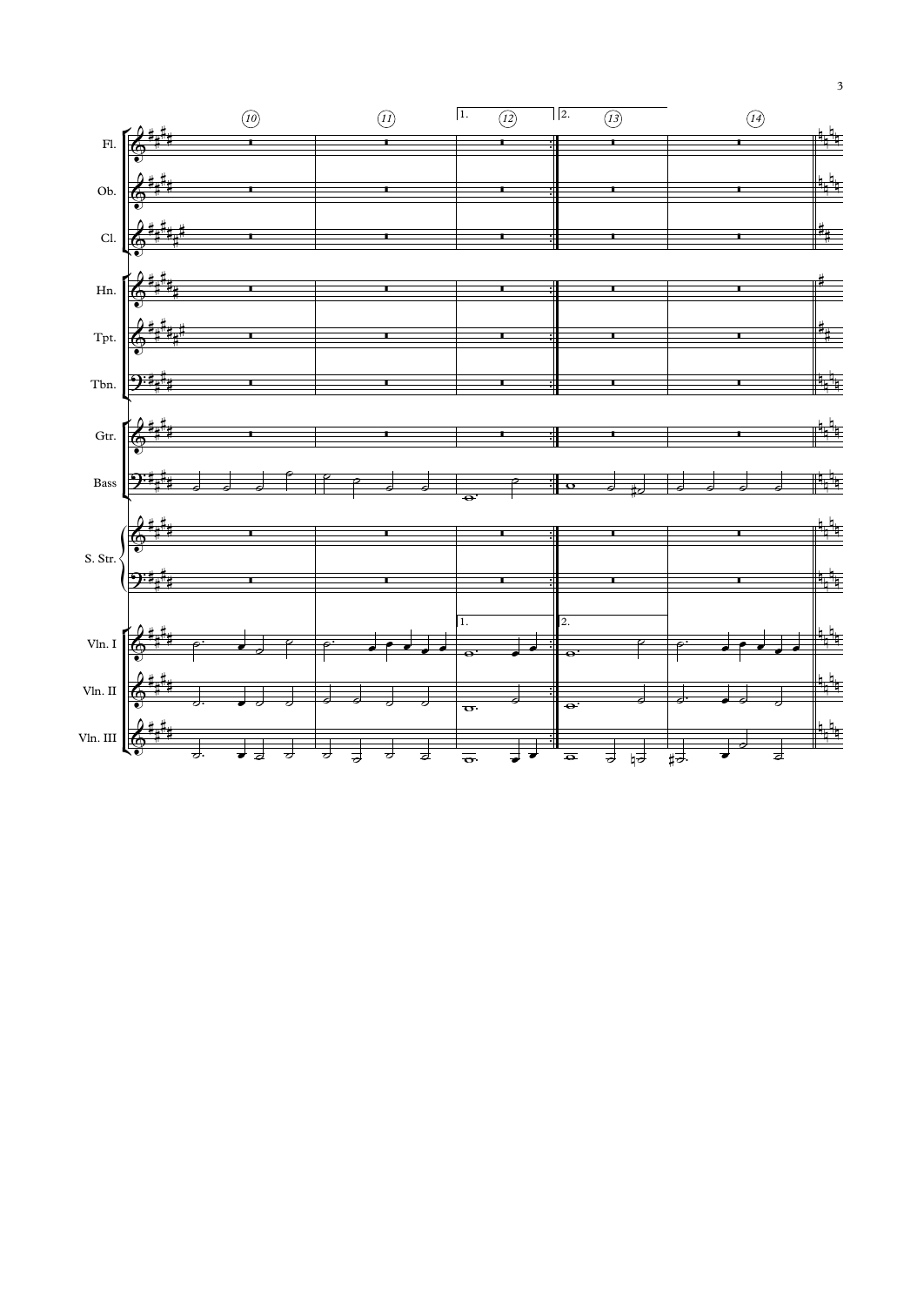Fl.

Ob.

Cl.

Hn.

Tpt.

Tbn.

Gtr.

Bass

S. Str.

Vln. I

Vln. II

Vln. III

10 11 1. 12 2. 13 14